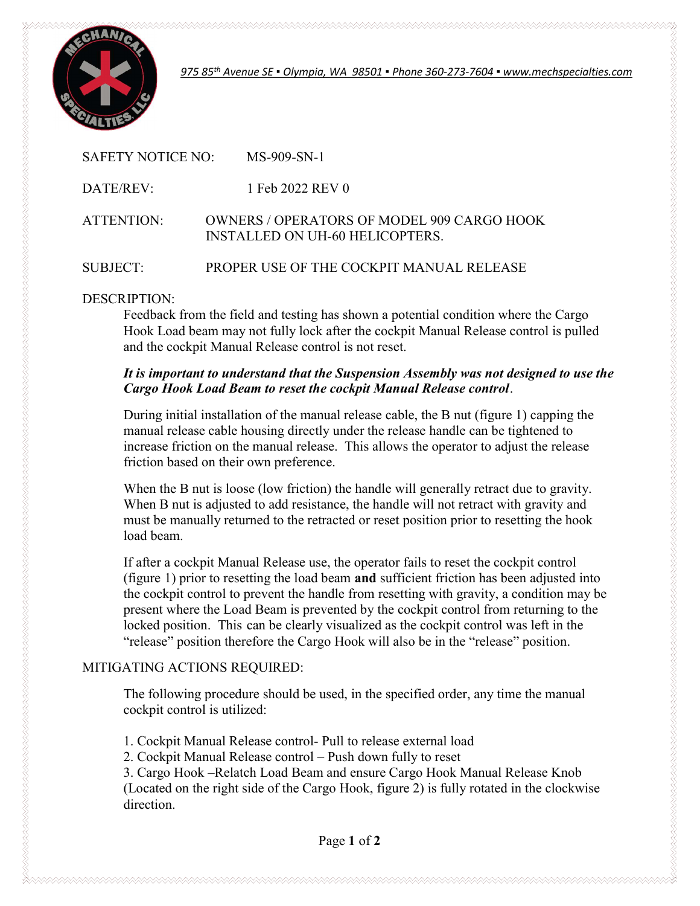975 85th Avenue SE ▪ Olympia, WA 98501 ▪ Phone 360-273-7604 ▪ www.mechspecialties.com

SAFETY NOTICE NO: MS-909-SN-1

DATE/REV: 1 Feb 2022 REV 0

ATTENTION: OWNERS / OPERATORS OF MODEL 909 CARGO HOOK INSTALLED ON UH-60 HELICOPTERS.

SUBJECT: PROPER USE OF THE COCKPIT MANUAL RELEASE

DESCRIPTION:

Feedback from the field and testing has shown a potential condition where the Cargo Hook Load beam may not fully lock after the cockpit Manual Release control is pulled and the cockpit Manual Release control is not reset.

***It is important to understand that the Suspension Assembly was not designed to use the Cargo Hook Load Beam to reset the cockpit Manual Release control***.

During initial installation of the manual release cable, the B nut (figure 1) capping the manual release cable housing directly under the release handle can be tightened to increase friction on the manual release. This allows the operator to adjust the release friction based on their own preference.

When the B nut is loose (low friction) the handle will generally retract due to gravity. When B nut is adjusted to add resistance, the handle will not retract with gravity and must be manually returned to the retracted or reset position prior to resetting the hook load beam.

If after a cockpit Manual Release use, the operator fails to reset the cockpit control (figure 1) prior to resetting the load beam **and** sufficient friction has been adjusted into the cockpit control to prevent the handle from resetting with gravity, a condition may be present where the Load Beam is prevented by the cockpit control from returning to the locked position. This can be clearly visualized as the cockpit control was left in the "release" position therefore the Cargo Hook will also be in the "release" position.

MITIGATING ACTIONS REQUIRED:

The following procedure should be used, in the specified order, any time the manual cockpit control is utilized:

1. Cockpit Manual Release control- Pull to release external load
2. Cockpit Manual Release control – Push down fully to reset
3. Cargo Hook –Relatch Load Beam and ensure Cargo Hook Manual Release Knob (Located on the right side of the Cargo Hook, figure 2) is fully rotated in the clockwise direction.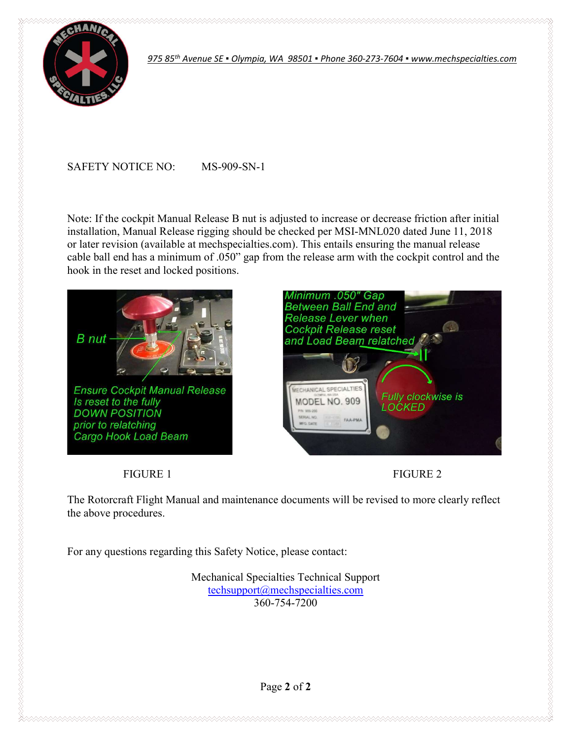SAFETY NOTICE NO: MS-909-SN-1

Note: If the cockpit Manual Release B nut is adjusted to increase or decrease friction after initial installation, Manual Release rigging should be checked per MSI-MNL020 dated June 11, 2018 or later revision (available at mechspecialties.com). This entails ensuring the manual release cable ball end has a minimum of .050" gap from the release arm with the cockpit control and the hook in the reset and locked positions.

B nut

Ensure Cockpit Manual Release Is reset to the fully DOWN POSITION prior to relatching Cargo Hook Load Beam

FIGURE 1

Minimum .050" Gap Between Ball End and Release Lever when Cockpit Release reset and Load Beam relatched

Fully clockwise is LOCKED

FIGURE 2

The Rotorcraft Flight Manual and maintenance documents will be revised to more clearly reflect the above procedures.

For any questions regarding this Safety Notice, please contact:

Mechanical Specialties Technical Support
techsupport@mechspecialties.com
360-754-7200